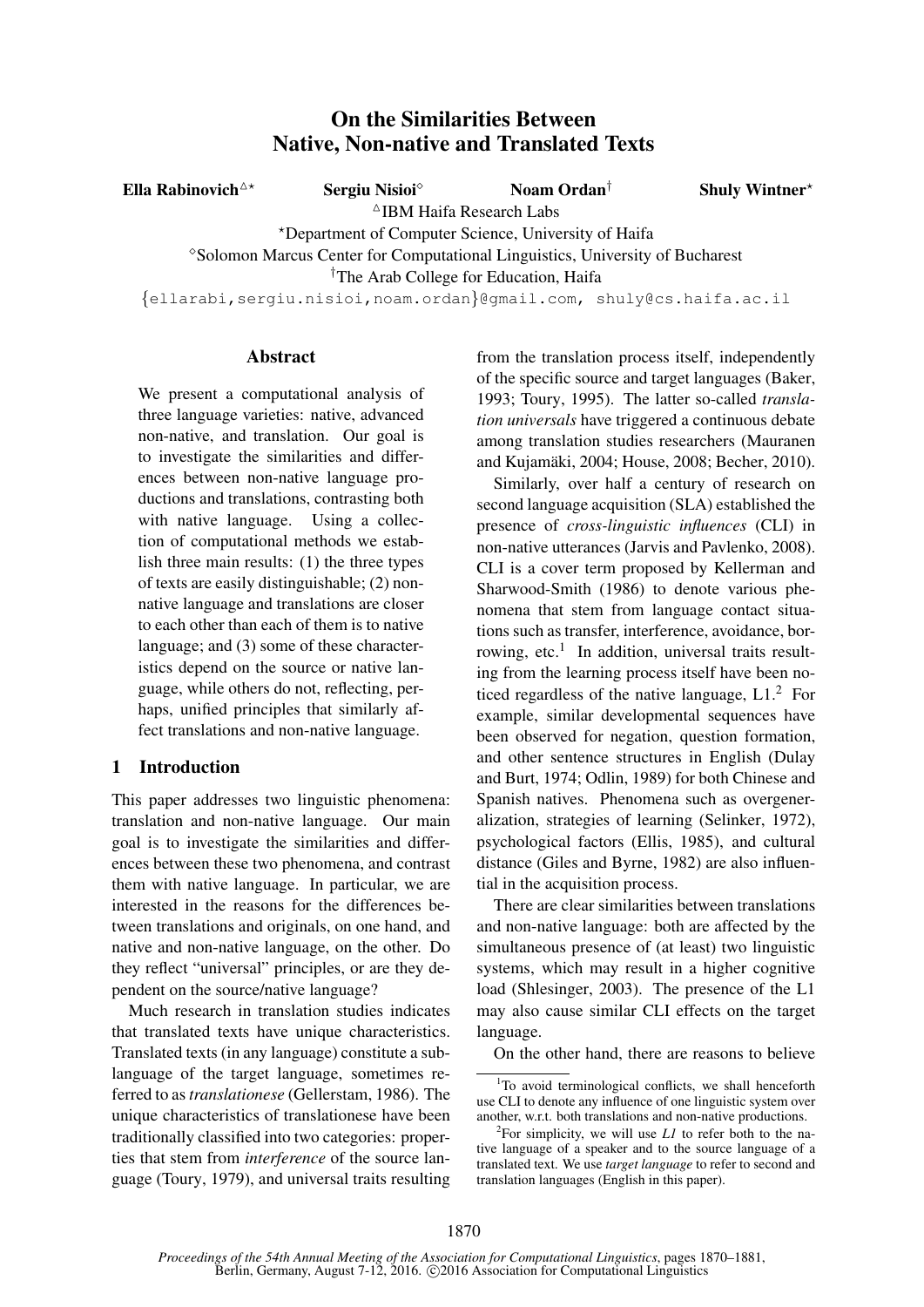# On the Similarities Between Native, Non-native and Translated Texts

**Ella Rabinovich**[△⋆] **Sergiu Nisioi**[◇] **Noam Ordan**[†] **Shuly Wintner**[⋆]

[△]IBM Haifa Research Labs

[⋆]Department of Computer Science, University of Haifa

[◇]Solomon Marcus Center for Computational Linguistics, University of Bucharest

[†]The Arab College for Education, Haifa

{ellarabi,sergiu.nisioi,noam.ordan}@gmail.com, shuly@cs.haifa.ac.il

## Abstract

We present a computational analysis of three language varieties: native, advanced non-native, and translation. Our goal is to investigate the similarities and differences between non-native language productions and translations, contrasting both with native language. Using a collection of computational methods we establish three main results: (1) the three types of texts are easily distinguishable; (2) non-native language and translations are closer to each other than each of them is to native language; and (3) some of these characteristics depend on the source or native language, while others do not, reflecting, perhaps, unified principles that similarly affect translations and non-native language.

## 1 Introduction

This paper addresses two linguistic phenomena: translation and non-native language. Our main goal is to investigate the similarities and differences between these two phenomena, and contrast them with native language. In particular, we are interested in the reasons for the differences between translations and originals, on one hand, and native and non-native language, on the other. Do they reflect "universal" principles, or are they dependent on the source/native language?

Much research in translation studies indicates that translated texts have unique characteristics. Translated texts (in any language) constitute a sublanguage of the target language, sometimes referred to as *translationese* (Gellerstam, 1986). The unique characteristics of translationese have been traditionally classified into two categories: properties that stem from *interference* of the source language (Toury, 1979), and universal traits resulting from the translation process itself, independently of the specific source and target languages (Baker, 1993; Toury, 1995). The latter so-called *translation universals* have triggered a continuous debate among translation studies researchers (Mauranen and Kujamäki, 2004; House, 2008; Becher, 2010).

Similarly, over half a century of research on second language acquisition (SLA) established the presence of *cross-linguistic influences* (CLI) in non-native utterances (Jarvis and Pavlenko, 2008). CLI is a cover term proposed by Kellerman and Sharwood-Smith (1986) to denote various phenomena that stem from language contact situations such as transfer, interference, avoidance, borrowing, etc.[1] In addition, universal traits resulting from the learning process itself have been noticed regardless of the native language, L1.[2] For example, similar developmental sequences have been observed for negation, question formation, and other sentence structures in English (Dulay and Burt, 1974; Odlin, 1989) for both Chinese and Spanish natives. Phenomena such as overgeneralization, strategies of learning (Selinker, 1972), psychological factors (Ellis, 1985), and cultural distance (Giles and Byrne, 1982) are also influential in the acquisition process.

There are clear similarities between translations and non-native language: both are affected by the simultaneous presence of (at least) two linguistic systems, which may result in a higher cognitive load (Shlesinger, 2003). The presence of the L1 may also cause similar CLI effects on the target language.

On the other hand, there are reasons to believe

---

[1]To avoid terminological conflicts, we shall henceforth use CLI to denote any influence of one linguistic system over another, w.r.t. both translations and non-native productions.

[2]For simplicity, we will use *L1* to refer both to the native language of a speaker and to the source language of a translated text. We use *target language* to refer to second and translation languages (English in this paper).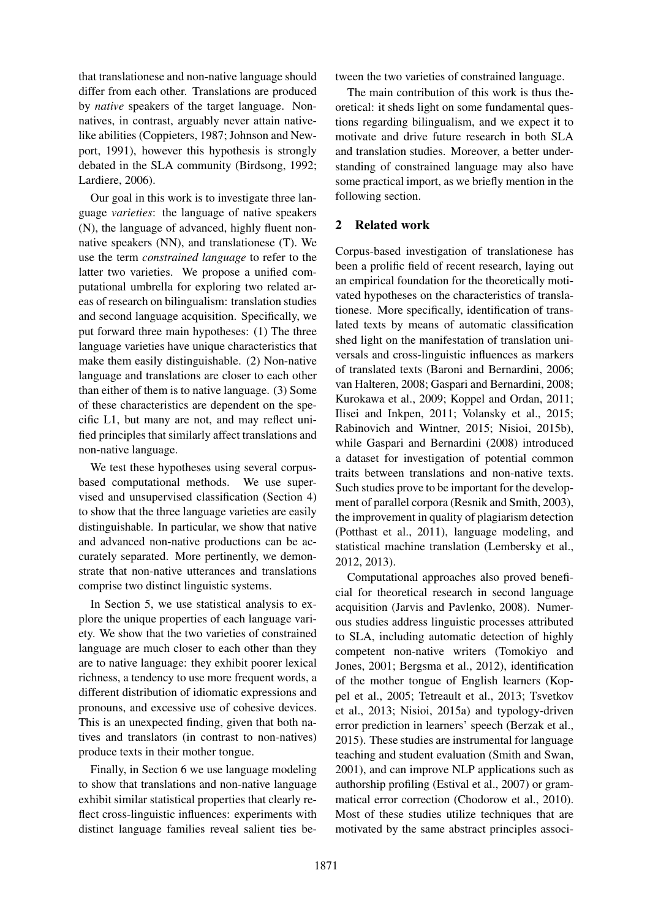that translationese and non-native language should differ from each other. Translations are produced by *native* speakers of the target language. Nonnatives, in contrast, arguably never attain nativelike abilities (Coppieters, 1987; Johnson and Newport, 1991), however this hypothesis is strongly debated in the SLA community (Birdsong, 1992; Lardiere, 2006).

Our goal in this work is to investigate three language *varieties*: the language of native speakers (N), the language of advanced, highly fluent nonnative speakers (NN), and translationese (T). We use the term *constrained language* to refer to the latter two varieties. We propose a unified computational umbrella for exploring two related areas of research on bilingualism: translation studies and second language acquisition. Specifically, we put forward three main hypotheses: (1) The three language varieties have unique characteristics that make them easily distinguishable. (2) Non-native language and translations are closer to each other than either of them is to native language. (3) Some of these characteristics are dependent on the specific L1, but many are not, and may reflect unified principles that similarly affect translations and non-native language.

We test these hypotheses using several corpus-based computational methods. We use supervised and unsupervised classification (Section 4) to show that the three language varieties are easily distinguishable. In particular, we show that native and advanced non-native productions can be accurately separated. More pertinently, we demonstrate that non-native utterances and translations comprise two distinct linguistic systems.

In Section 5, we use statistical analysis to explore the unique properties of each language variety. We show that the two varieties of constrained language are much closer to each other than they are to native language: they exhibit poorer lexical richness, a tendency to use more frequent words, a different distribution of idiomatic expressions and pronouns, and excessive use of cohesive devices. This is an unexpected finding, given that both natives and translators (in contrast to non-natives) produce texts in their mother tongue.

Finally, in Section 6 we use language modeling to show that translations and non-native language exhibit similar statistical properties that clearly reflect cross-linguistic influences: experiments with distinct language families reveal salient ties between the two varieties of constrained language.

The main contribution of this work is thus theoretical: it sheds light on some fundamental questions regarding bilingualism, and we expect it to motivate and drive future research in both SLA and translation studies. Moreover, a better understanding of constrained language may also have some practical import, as we briefly mention in the following section.

## 2 Related work

Corpus-based investigation of translationese has been a prolific field of recent research, laying out an empirical foundation for the theoretically motivated hypotheses on the characteristics of translationese. More specifically, identification of translated texts by means of automatic classification shed light on the manifestation of translation universals and cross-linguistic influences as markers of translated texts (Baroni and Bernardini, 2006; van Halteren, 2008; Gaspari and Bernardini, 2008; Kurokawa et al., 2009; Koppel and Ordan, 2011; Ilisei and Inkpen, 2011; Volansky et al., 2015; Rabinovich and Wintner, 2015; Nisioi, 2015b), while Gaspari and Bernardini (2008) introduced a dataset for investigation of potential common traits between translations and non-native texts. Such studies prove to be important for the development of parallel corpora (Resnik and Smith, 2003), the improvement in quality of plagiarism detection (Potthast et al., 2011), language modeling, and statistical machine translation (Lembersky et al., 2012, 2013).

Computational approaches also proved beneficial for theoretical research in second language acquisition (Jarvis and Pavlenko, 2008). Numerous studies address linguistic processes attributed to SLA, including automatic detection of highly competent non-native writers (Tomokiyo and Jones, 2001; Bergsma et al., 2012), identification of the mother tongue of English learners (Koppel et al., 2005; Tetreault et al., 2013; Tsvetkov et al., 2013; Nisioi, 2015a) and typology-driven error prediction in learners' speech (Berzak et al., 2015). These studies are instrumental for language teaching and student evaluation (Smith and Swan, 2001), and can improve NLP applications such as authorship profiling (Estival et al., 2007) or grammatical error correction (Chodorow et al., 2010). Most of these studies utilize techniques that are motivated by the same abstract principles associ-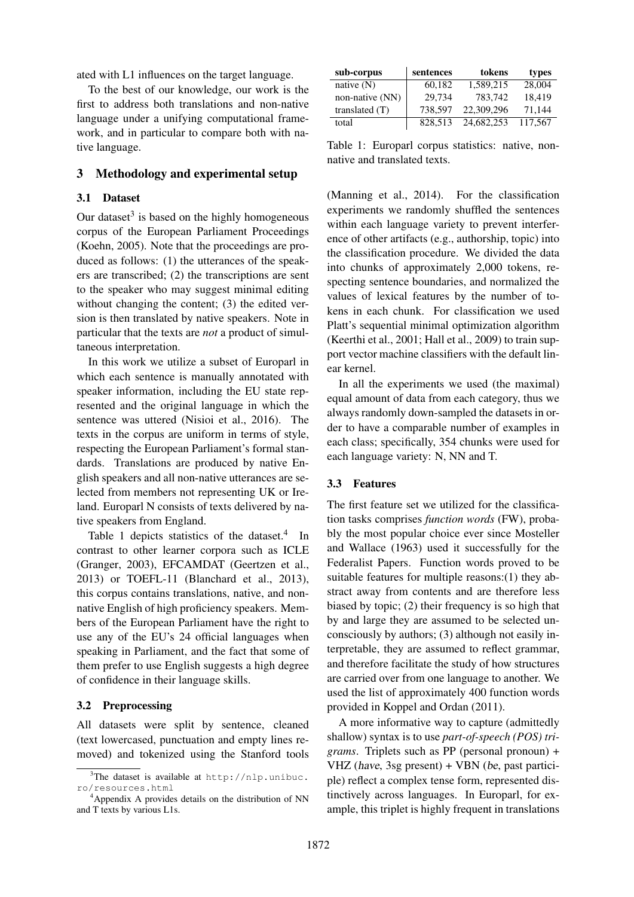ated with L1 influences on the target language.

To the best of our knowledge, our work is the first to address both translations and non-native language under a unifying computational framework, and in particular to compare both with native language.

## 3 Methodology and experimental setup

### 3.1 Dataset

Our dataset[3] is based on the highly homogeneous corpus of the European Parliament Proceedings (Koehn, 2005). Note that the proceedings are produced as follows: (1) the utterances of the speakers are transcribed; (2) the transcriptions are sent to the speaker who may suggest minimal editing without changing the content; (3) the edited version is then translated by native speakers. Note in particular that the texts are *not* a product of simultaneous interpretation.

In this work we utilize a subset of Europarl in which each sentence is manually annotated with speaker information, including the EU state represented and the original language in which the sentence was uttered (Nisioi et al., 2016). The texts in the corpus are uniform in terms of style, respecting the European Parliament's formal standards. Translations are produced by native English speakers and all non-native utterances are selected from members not representing UK or Ireland. Europarl N consists of texts delivered by native speakers from England.

Table 1 depicts statistics of the dataset.[4] In contrast to other learner corpora such as ICLE (Granger, 2003), EFCAMDAT (Geertzen et al., 2013) or TOEFL-11 (Blanchard et al., 2013), this corpus contains translations, native, and non-native English of high proficiency speakers. Members of the European Parliament have the right to use any of the EU's 24 official languages when speaking in Parliament, and the fact that some of them prefer to use English suggests a high degree of confidence in their language skills.

| sub-corpus | sentences | tokens | types |
|---|---|---|---|
| native (N) | 60,182 | 1,589,215 | 28,004 |
| non-native (NN) | 29,734 | 783,742 | 18,419 |
| translated (T) | 738,597 | 22,309,296 | 71,144 |
| total | 828,513 | 24,682,253 | 117,567 |

Table 1: Europarl corpus statistics: native, non-native and translated texts.

### 3.2 Preprocessing

All datasets were split by sentence, cleaned (text lowercased, punctuation and empty lines removed) and tokenized using the Stanford tools (Manning et al., 2014). For the classification experiments we randomly shuffled the sentences within each language variety to prevent interference of other artifacts (e.g., authorship, topic) into the classification procedure. We divided the data into chunks of approximately 2,000 tokens, respecting sentence boundaries, and normalized the values of lexical features by the number of tokens in each chunk. For classification we used Platt's sequential minimal optimization algorithm (Keerthi et al., 2001; Hall et al., 2009) to train support vector machine classifiers with the default linear kernel.

In all the experiments we used (the maximal) equal amount of data from each category, thus we always randomly down-sampled the datasets in order to have a comparable number of examples in each class; specifically, 354 chunks were used for each language variety: N, NN and T.

### 3.3 Features

The first feature set we utilized for the classification tasks comprises *function words* (FW), probably the most popular choice ever since Mosteller and Wallace (1963) used it successfully for the Federalist Papers. Function words proved to be suitable features for multiple reasons:(1) they abstract away from contents and are therefore less biased by topic; (2) their frequency is so high that by and large they are assumed to be selected unconsciously by authors; (3) although not easily interpretable, they are assumed to reflect grammar, and therefore facilitate the study of how structures are carried over from one language to another. We used the list of approximately 400 function words provided in Koppel and Ordan (2011).

A more informative way to capture (admittedly shallow) syntax is to use *part-of-speech (POS) trigrams*. Triplets such as PP (personal pronoun) + VHZ (*have*, 3sg present) + VBN (*be*, past participle) reflect a complex tense form, represented distinctively across languages. In Europarl, for example, this triplet is highly frequent in translations

[3] The dataset is available at http://nlp.unibuc.ro/resources.html

[4] Appendix A provides details on the distribution of NN and T texts by various L1s.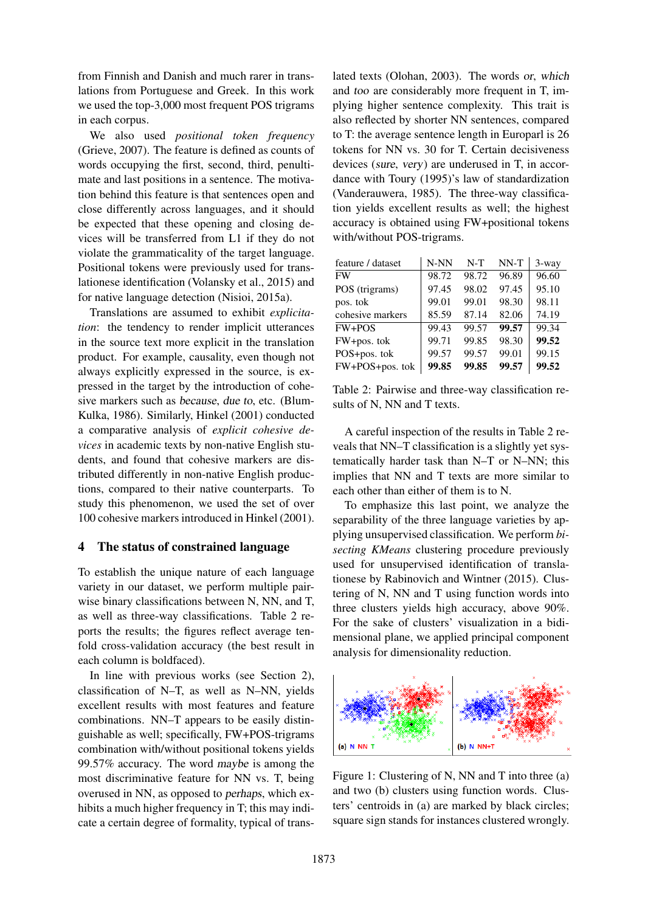from Finnish and Danish and much rarer in translations from Portuguese and Greek. In this work we used the top-3,000 most frequent POS trigrams in each corpus.

We also used *positional token frequency* (Grieve, 2007). The feature is defined as counts of words occupying the first, second, third, penultimate and last positions in a sentence. The motivation behind this feature is that sentences open and close differently across languages, and it should be expected that these opening and closing devices will be transferred from L1 if they do not violate the grammaticality of the target language. Positional tokens were previously used for translationese identification (Volansky et al., 2015) and for native language detection (Nisioi, 2015a).

Translations are assumed to exhibit *explicitation*: the tendency to render implicit utterances in the source text more explicit in the translation product. For example, causality, even though not always explicitly expressed in the source, is expressed in the target by the introduction of cohesive markers such as because, due to, etc. (Blum-Kulka, 1986). Similarly, Hinkel (2001) conducted a comparative analysis of *explicit cohesive devices* in academic texts by non-native English students, and found that cohesive markers are distributed differently in non-native English productions, compared to their native counterparts. To study this phenomenon, we used the set of over 100 cohesive markers introduced in Hinkel (2001).

## 4 The status of constrained language

To establish the unique nature of each language variety in our dataset, we perform multiple pairwise binary classifications between N, NN, and T, as well as three-way classifications. Table 2 reports the results; the figures reflect average tenfold cross-validation accuracy (the best result in each column is boldfaced).

In line with previous works (see Section 2), classification of N–T, as well as N–NN, yields excellent results with most features and feature combinations. NN–T appears to be easily distinguishable as well; specifically, FW+POS-trigrams combination with/without positional tokens yields 99.57% accuracy. The word maybe is among the most discriminative feature for NN vs. T, being overused in NN, as opposed to perhaps, which exhibits a much higher frequency in T; this may indicate a certain degree of formality, typical of translated texts (Olohan, 2003). The words or, which and too are considerably more frequent in T, implying higher sentence complexity. This trait is also reflected by shorter NN sentences, compared to T: the average sentence length in Europarl is 26 tokens for NN vs. 30 for T. Certain decisiveness devices (sure, very) are underused in T, in accordance with Toury (1995)'s law of standardization (Vanderauwera, 1985). The three-way classification yields excellent results as well; the highest accuracy is obtained using FW+positional tokens with/without POS-trigrams.

| feature / dataset | N-NN | N-T | NN-T | 3-way |
|---|---|---|---|---|
| FW | 98.72 | 98.72 | 96.89 | 96.60 |
| POS (trigrams) | 97.45 | 98.02 | 97.45 | 95.10 |
| pos. tok | 99.01 | 99.01 | 98.30 | 98.11 |
| cohesive markers | 85.59 | 87.14 | 82.06 | 74.19 |
| FW+POS | 99.43 | 99.57 | **99.57** | 99.34 |
| FW+pos. tok | 99.71 | 99.85 | 98.30 | **99.52** |
| POS+pos. tok | 99.57 | 99.57 | 99.01 | 99.15 |
| FW+POS+pos. tok | **99.85** | **99.85** | **99.57** | **99.52** |

Table 2: Pairwise and three-way classification results of N, NN and T texts.

A careful inspection of the results in Table 2 reveals that NN–T classification is a slightly yet systematically harder task than N–T or N–NN; this implies that NN and T texts are more similar to each other than either of them is to N.

To emphasize this last point, we analyze the separability of the three language varieties by applying unsupervised classification. We perform *bisecting KMeans* clustering procedure previously used for unsupervised identification of translationese by Rabinovich and Wintner (2015). Clustering of N, NN and T using function words into three clusters yields high accuracy, above 90%. For the sake of clusters' visualization in a bidimensional plane, we applied principal component analysis for dimensionality reduction.

Figure 1: Clustering of N, NN and T into three (a) and two (b) clusters using function words. Clusters' centroids in (a) are marked by black circles; square sign stands for instances clustered wrongly.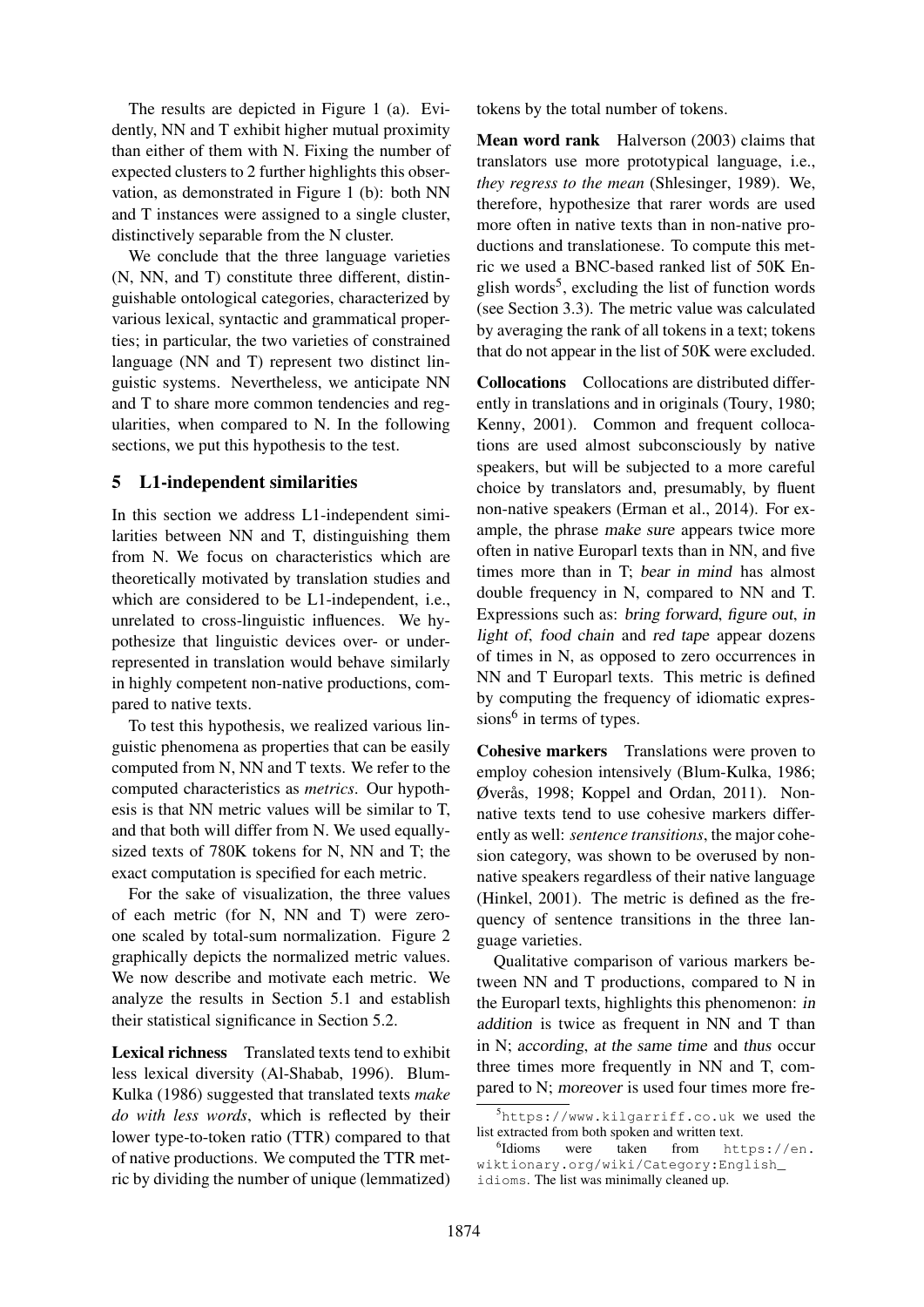The results are depicted in Figure 1 (a). Evidently, NN and T exhibit higher mutual proximity than either of them with N. Fixing the number of expected clusters to 2 further highlights this observation, as demonstrated in Figure 1 (b): both NN and T instances were assigned to a single cluster, distinctively separable from the N cluster.

We conclude that the three language varieties (N, NN, and T) constitute three different, distinguishable ontological categories, characterized by various lexical, syntactic and grammatical properties; in particular, the two varieties of constrained language (NN and T) represent two distinct linguistic systems. Nevertheless, we anticipate NN and T to share more common tendencies and regularities, when compared to N. In the following sections, we put this hypothesis to the test.

## 5 L1-independent similarities

In this section we address L1-independent similarities between NN and T, distinguishing them from N. We focus on characteristics which are theoretically motivated by translation studies and which are considered to be L1-independent, i.e., unrelated to cross-linguistic influences. We hypothesize that linguistic devices over- or underrepresented in translation would behave similarly in highly competent non-native productions, compared to native texts.

To test this hypothesis, we realized various linguistic phenomena as properties that can be easily computed from N, NN and T texts. We refer to the computed characteristics as *metrics*. Our hypothesis is that NN metric values will be similar to T, and that both will differ from N. We used equally-sized texts of 780K tokens for N, NN and T; the exact computation is specified for each metric.

For the sake of visualization, the three values of each metric (for N, NN and T) were zero-one scaled by total-sum normalization. Figure 2 graphically depicts the normalized metric values. We now describe and motivate each metric. We analyze the results in Section 5.1 and establish their statistical significance in Section 5.2.

**Lexical richness** Translated texts tend to exhibit less lexical diversity (Al-Shabab, 1996). Blum-Kulka (1986) suggested that translated texts *make do with less words*, which is reflected by their lower type-to-token ratio (TTR) compared to that of native productions. We computed the TTR metric by dividing the number of unique (lemmatized) tokens by the total number of tokens.

**Mean word rank** Halverson (2003) claims that translators use more prototypical language, i.e., *they regress to the mean* (Shlesinger, 1989). We, therefore, hypothesize that rarer words are used more often in native texts than in non-native productions and translationese. To compute this metric we used a BNC-based ranked list of 50K English words[5], excluding the list of function words (see Section 3.3). The metric value was calculated by averaging the rank of all tokens in a text; tokens that do not appear in the list of 50K were excluded.

**Collocations** Collocations are distributed differently in translations and in originals (Toury, 1980; Kenny, 2001). Common and frequent collocations are used almost subconsciously by native speakers, but will be subjected to a more careful choice by translators and, presumably, by fluent non-native speakers (Erman et al., 2014). For example, the phrase *make sure* appears twice more often in native Europarl texts than in NN, and five times more than in T; *bear in mind* has almost double frequency in N, compared to NN and T. Expressions such as: *bring forward*, *figure out*, *in light of*, *food chain* and *red tape* appear dozens of times in N, as opposed to zero occurrences in NN and T Europarl texts. This metric is defined by computing the frequency of idiomatic expressions[6] in terms of types.

**Cohesive markers** Translations were proven to employ cohesion intensively (Blum-Kulka, 1986; Øverås, 1998; Koppel and Ordan, 2011). Non-native texts tend to use cohesive markers differently as well: *sentence transitions*, the major cohesion category, was shown to be overused by non-native speakers regardless of their native language (Hinkel, 2001). The metric is defined as the frequency of sentence transitions in the three language varieties.

Qualitative comparison of various markers between NN and T productions, compared to N in the Europarl texts, highlights this phenomenon: *in addition* is twice as frequent in NN and T than in N; *according*, *at the same time* and *thus* occur three times more frequently in NN and T, compared to N; *moreover* is used four times more fre-

[5] https://www.kilgarriff.co.uk we used the list extracted from both spoken and written text.

[6] Idioms were taken from https://en.wiktionary.org/wiki/Category:English_idioms. The list was minimally cleaned up.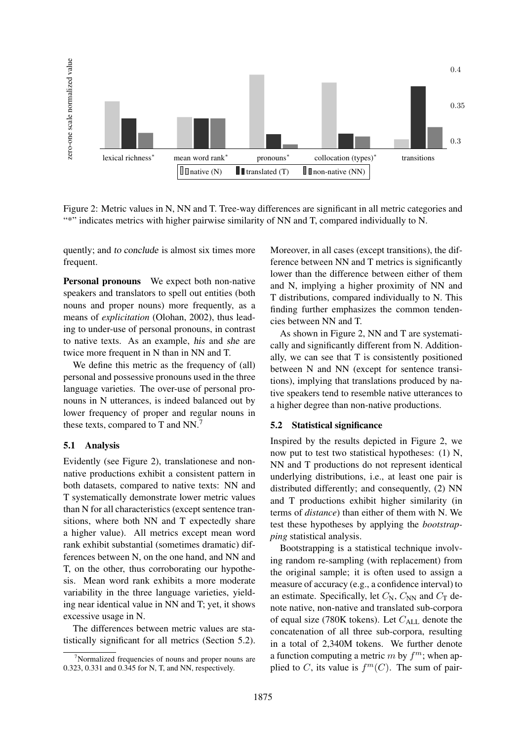Figure 2: Metric values in N, NN and T. Tree-way differences are significant in all metric categories and "*" indicates metrics with higher pairwise similarity of NN and T, compared individually to N.

quently; and *to conclude* is almost six times more frequent.

**Personal pronouns** We expect both non-native speakers and translators to spell out entities (both nouns and proper nouns) more frequently, as a means of *explicitation* (Olohan, 2002), thus leading to under-use of personal pronouns, in contrast to native texts. As an example, *his* and *she* are twice more frequent in N than in NN and T.

We define this metric as the frequency of (all) personal and possessive pronouns used in the three language varieties. The over-use of personal pronouns in N utterances, is indeed balanced out by lower frequency of proper and regular nouns in these texts, compared to T and NN.[7]

### 5.1 Analysis

Evidently (see Figure 2), translationese and non-native productions exhibit a consistent pattern in both datasets, compared to native texts: NN and T systematically demonstrate lower metric values than N for all characteristics (except sentence transitions, where both NN and T expectedly share a higher value). All metrics except mean word rank exhibit substantial (sometimes dramatic) differences between N, on the one hand, and NN and T, on the other, thus corroborating our hypothesis. Mean word rank exhibits a more moderate variability in the three language varieties, yielding near identical value in NN and T; yet, it shows excessive usage in N.

The differences between metric values are statistically significant for all metrics (Section 5.2). Moreover, in all cases (except transitions), the difference between NN and T metrics is significantly lower than the difference between either of them and N, implying a higher proximity of NN and T distributions, compared individually to N. This finding further emphasizes the common tendencies between NN and T.

As shown in Figure 2, NN and T are systematically and significantly different from N. Additionally, we can see that T is consistently positioned between N and NN (except for sentence transitions), implying that translations produced by native speakers tend to resemble native utterances to a higher degree than non-native productions.

### 5.2 Statistical significance

Inspired by the results depicted in Figure 2, we now put to test two statistical hypotheses: (1) N, NN and T productions do not represent identical underlying distributions, i.e., at least one pair is distributed differently; and consequently, (2) NN and T productions exhibit higher similarity (in terms of *distance*) than either of them with N. We test these hypotheses by applying the *bootstrapping* statistical analysis.

Bootstrapping is a statistical technique involving random re-sampling (with replacement) from the original sample; it is often used to assign a measure of accuracy (e.g., a confidence interval) to an estimate. Specifically, let $C_{\text{N}}$, $C_{\text{NN}}$ and $C_{\text{T}}$ denote native, non-native and translated sub-corpora of equal size (780K tokens). Let $C_{\text{ALL}}$ denote the concatenation of all three sub-corpora, resulting in a total of 2,340M tokens. We further denote a function computing a metric $m$ by $f^m$; when applied to $C$, its value is $f^m(C)$. The sum of pair-

[7]Normalized frequencies of nouns and proper nouns are 0.323, 0.331 and 0.345 for N, T, and NN, respectively.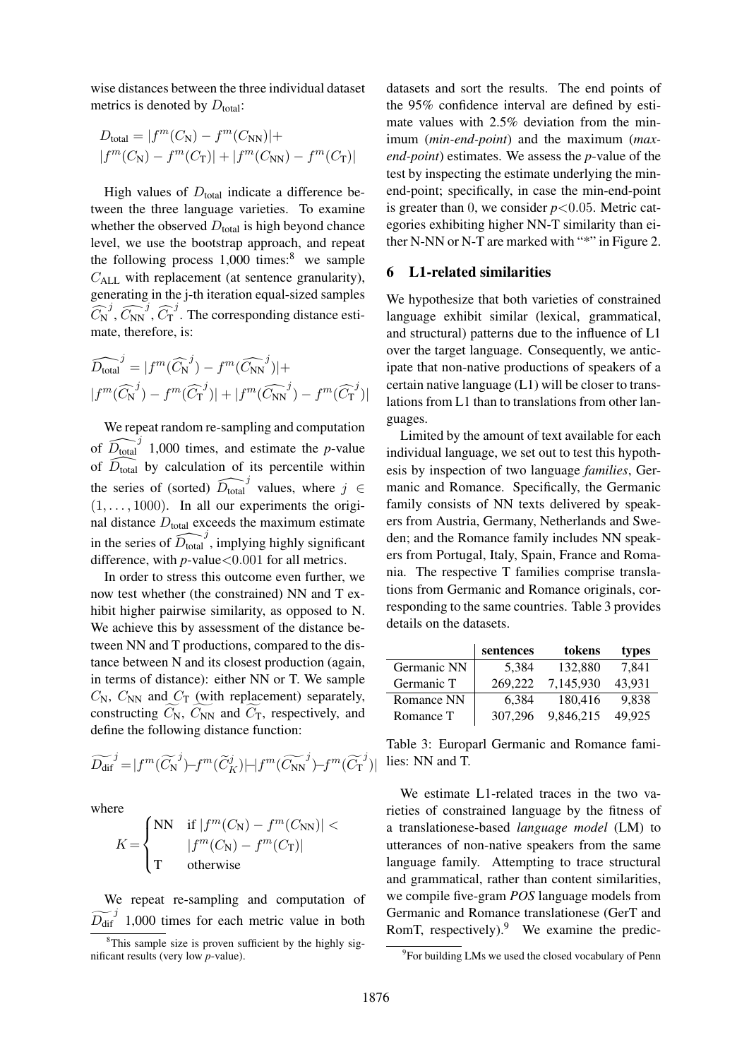wise distances between the three individual dataset metrics is denoted by $D_{\text{total}}$:

$$D_{\text{total}} = |f^m(C_{\text{N}}) - f^m(C_{\text{NN}})| + |f^m(C_{\text{N}}) - f^m(C_{\text{T}})| + |f^m(C_{\text{NN}}) - f^m(C_{\text{T}})|$$

High values of $D_{\text{total}}$ indicate a difference between the three language varieties. To examine whether the observed $D_{\text{total}}$ is high beyond chance level, we use the bootstrap approach, and repeat the following process 1,000 times:[8] we sample $C_{\text{ALL}}$ with replacement (at sentence granularity), generating in the j-th iteration equal-sized samples $\widehat{C_{\text{N}}}^j$, $\widehat{C_{\text{NN}}}^j$, $\widehat{C_{\text{T}}}^j$. The corresponding distance estimate, therefore, is:

$$\widehat{D_{\text{total}}}^j = |f^m(\widehat{C_{\text{N}}}^j) - f^m(\widehat{C_{\text{NN}}}^j)| + |f^m(\widehat{C_{\text{N}}}^j) - f^m(\widehat{C_{\text{T}}}^j)| + |f^m(\widehat{C_{\text{NN}}}^j) - f^m(\widehat{C_{\text{T}}}^j)|$$

We repeat random re-sampling and computation of $\widehat{D_{\text{total}}}^j$ 1,000 times, and estimate the *p*-value of $\widehat{D_{\text{total}}}$ by calculation of its percentile within the series of (sorted) $\widehat{D_{\text{total}}}^j$ values, where $j \in (1, \ldots, 1000)$. In all our experiments the original distance $D_{\text{total}}$ exceeds the maximum estimate in the series of $\widehat{D_{\text{total}}}^j$, implying highly significant difference, with *p*-value$<0.001$ for all metrics.

In order to stress this outcome even further, we now test whether (the constrained) NN and T exhibit higher pairwise similarity, as opposed to N. We achieve this by assessment of the distance between NN and T productions, compared to the distance between N and its closest production (again, in terms of distance): either NN or T. We sample $C_{\text{N}}$, $C_{\text{NN}}$ and $C_{\text{T}}$ (with replacement) separately, constructing $\widetilde{C_{\text{N}}}$, $\widetilde{C_{\text{NN}}}$ and $\widetilde{C_{\text{T}}}$, respectively, and define the following distance function:

$$\widetilde{D_{\text{dif}}}^j = |f^m(\widetilde{C_{\text{N}}}^j) - f^m(\widetilde{C}_K^j)| - |f^m(\widetilde{C_{\text{NN}}}^j) - f^m(\widetilde{C_{\text{T}}}^j)|$$

where

$$K = \begin{cases} \text{NN} & \text{if } |f^m(C_{\text{N}}) - f^m(C_{\text{NN}})| < \\ & |f^m(C_{\text{N}}) - f^m(C_{\text{T}})| \\ \text{T} & \text{otherwise} \end{cases}$$

We repeat re-sampling and computation of $\widetilde{D_{\text{dif}}}^j$ 1,000 times for each metric value in both datasets and sort the results. The end points of the 95% confidence interval are defined by estimate values with 2.5% deviation from the minimum (*min-end-point*) and the maximum (*max-end-point*) estimates. We assess the *p*-value of the test by inspecting the estimate underlying the min-end-point; specifically, in case the min-end-point is greater than 0, we consider $p<0.05$. Metric categories exhibiting higher NN-T similarity than either N-NN or N-T are marked with "*" in Figure 2.

## 6 L1-related similarities

We hypothesize that both varieties of constrained language exhibit similar (lexical, grammatical, and structural) patterns due to the influence of L1 over the target language. Consequently, we anticipate that non-native productions of speakers of a certain native language (L1) will be closer to translations from L1 than to translations from other languages.

Limited by the amount of text available for each individual language, we set out to test this hypothesis by inspection of two language *families*, Germanic and Romance. Specifically, the Germanic family consists of NN texts delivered by speakers from Austria, Germany, Netherlands and Sweden; and the Romance family includes NN speakers from Portugal, Italy, Spain, France and Romania. The respective T families comprise translations from Germanic and Romance originals, corresponding to the same countries. Table 3 provides details on the datasets.

| | sentences | tokens | types |
|---|---|---|---|
| Germanic NN | 5,384 | 132,880 | 7,841 |
| Germanic T | 269,222 | 7,145,930 | 43,931 |
| Romance NN | 6,384 | 180,416 | 9,838 |
| Romance T | 307,296 | 9,846,215 | 49,925 |

Table 3: Europarl Germanic and Romance families: NN and T.

We estimate L1-related traces in the two varieties of constrained language by the fitness of a translationese-based *language model* (LM) to utterances of non-native speakers from the same language family. Attempting to trace structural and grammatical, rather than content similarities, we compile five-gram *POS* language models from Germanic and Romance translationese (GerT and RomT, respectively).[9] We examine the predic-

[8] This sample size is proven sufficient by the highly significant results (very low *p*-value).

[9] For building LMs we used the closed vocabulary of Penn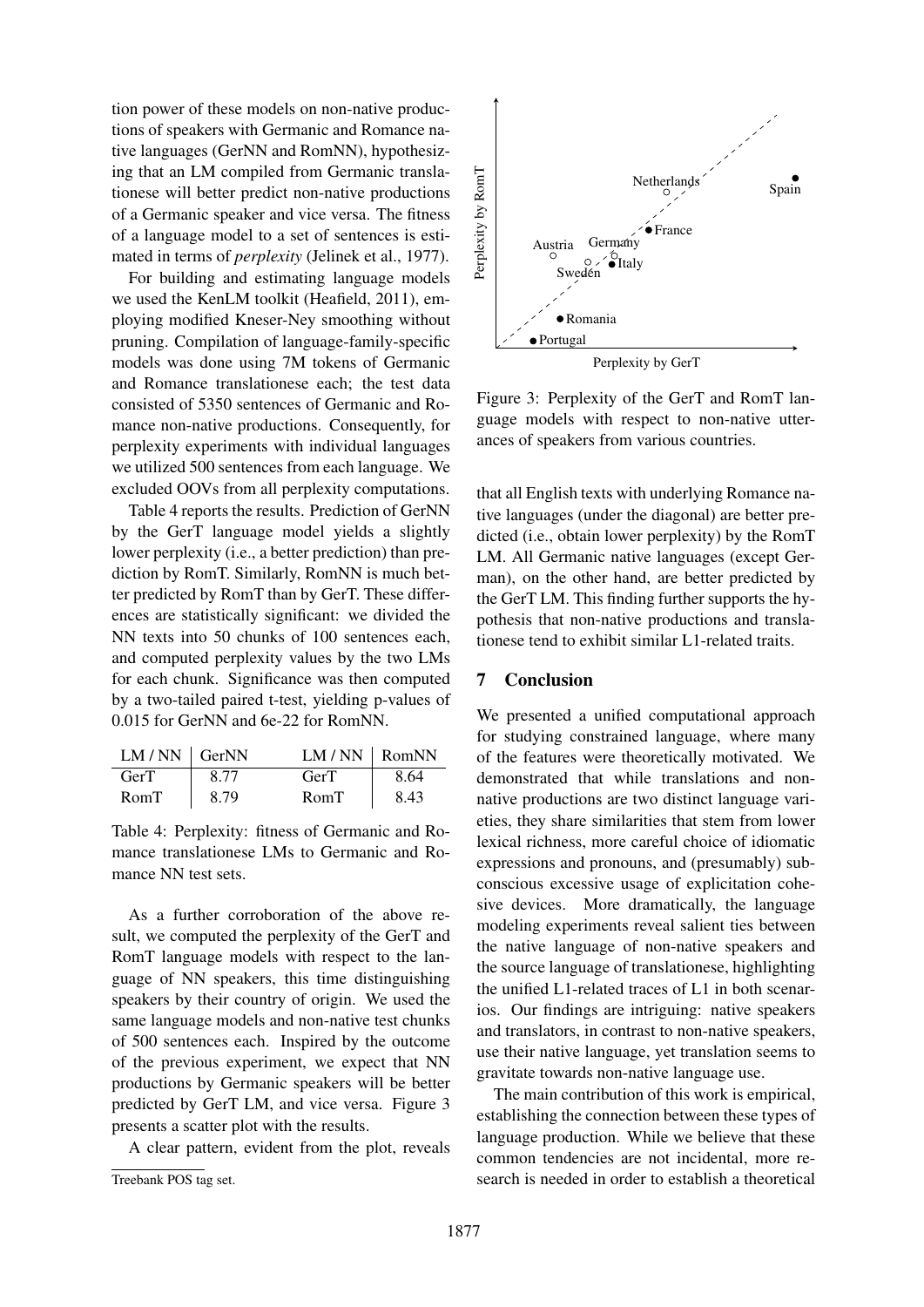tion power of these models on non-native productions of speakers with Germanic and Romance native languages (GerNN and RomNN), hypothesizing that an LM compiled from Germanic translationese will better predict non-native productions of a Germanic speaker and vice versa. The fitness of a language model to a set of sentences is estimated in terms of *perplexity* (Jelinek et al., 1977).

For building and estimating language models we used the KenLM toolkit (Heafield, 2011), employing modified Kneser-Ney smoothing without pruning. Compilation of language-family-specific models was done using 7M tokens of Germanic and Romance translationese each; the test data consisted of 5350 sentences of Germanic and Romance non-native productions. Consequently, for perplexity experiments with individual languages we utilized 500 sentences from each language. We excluded OOVs from all perplexity computations.

Table 4 reports the results. Prediction of GerNN by the GerT language model yields a slightly lower perplexity (i.e., a better prediction) than prediction by RomT. Similarly, RomNN is much better predicted by RomT than by GerT. These differences are statistically significant: we divided the NN texts into 50 chunks of 100 sentences each, and computed perplexity values by the two LMs for each chunk. Significance was then computed by a two-tailed paired t-test, yielding p-values of 0.015 for GerNN and 6e-22 for RomNN.

| LM / NN | GerNN | LM / NN | RomNN |
|---|---|---|---|
| GerT | 8.77 | GerT | 8.64 |
| RomT | 8.79 | RomT | 8.43 |

Table 4: Perplexity: fitness of Germanic and Romance translationese LMs to Germanic and Romance NN test sets.

As a further corroboration of the above result, we computed the perplexity of the GerT and RomT language models with respect to the language of NN speakers, this time distinguishing speakers by their country of origin. We used the same language models and non-native test chunks of 500 sentences each. Inspired by the outcome of the previous experiment, we expect that NN productions by Germanic speakers will be better predicted by GerT LM, and vice versa. Figure 3 presents a scatter plot with the results.

A clear pattern, evident from the plot, reveals

Treebank POS tag set.

Figure 3: Perplexity of the GerT and RomT language models with respect to non-native utterances of speakers from various countries.

that all English texts with underlying Romance native languages (under the diagonal) are better predicted (i.e., obtain lower perplexity) by the RomT LM. All Germanic native languages (except German), on the other hand, are better predicted by the GerT LM. This finding further supports the hypothesis that non-native productions and translationese tend to exhibit similar L1-related traits.

## 7 Conclusion

We presented a unified computational approach for studying constrained language, where many of the features were theoretically motivated. We demonstrated that while translations and non-native productions are two distinct language varieties, they share similarities that stem from lower lexical richness, more careful choice of idiomatic expressions and pronouns, and (presumably) subconscious excessive usage of explicitation cohesive devices. More dramatically, the language modeling experiments reveal salient ties between the native language of non-native speakers and the source language of translationese, highlighting the unified L1-related traces of L1 in both scenarios. Our findings are intriguing: native speakers and translators, in contrast to non-native speakers, use their native language, yet translation seems to gravitate towards non-native language use.

The main contribution of this work is empirical, establishing the connection between these types of language production. While we believe that these common tendencies are not incidental, more research is needed in order to establish a theoretical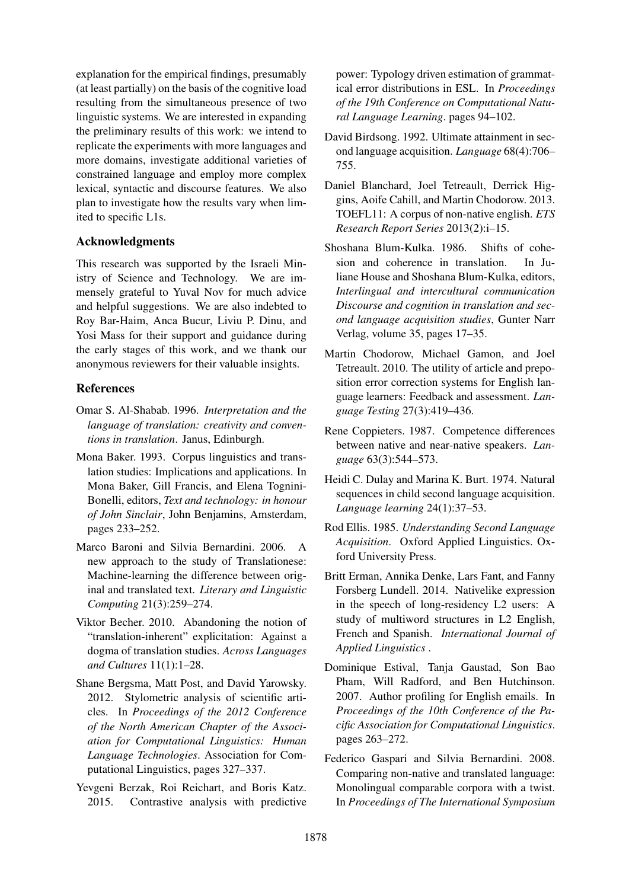explanation for the empirical findings, presumably (at least partially) on the basis of the cognitive load resulting from the simultaneous presence of two linguistic systems. We are interested in expanding the preliminary results of this work: we intend to replicate the experiments with more languages and more domains, investigate additional varieties of constrained language and employ more complex lexical, syntactic and discourse features. We also plan to investigate how the results vary when limited to specific L1s.

## Acknowledgments

This research was supported by the Israeli Ministry of Science and Technology. We are immensely grateful to Yuval Nov for much advice and helpful suggestions. We are also indebted to Roy Bar-Haim, Anca Bucur, Liviu P. Dinu, and Yosi Mass for their support and guidance during the early stages of this work, and we thank our anonymous reviewers for their valuable insights.

## References

Omar S. Al-Shabab. 1996. *Interpretation and the language of translation: creativity and conventions in translation*. Janus, Edinburgh.

Mona Baker. 1993. Corpus linguistics and translation studies: Implications and applications. In Mona Baker, Gill Francis, and Elena Tognini-Bonelli, editors, *Text and technology: in honour of John Sinclair*, John Benjamins, Amsterdam, pages 233–252.

Marco Baroni and Silvia Bernardini. 2006. A new approach to the study of Translationese: Machine-learning the difference between original and translated text. *Literary and Linguistic Computing* 21(3):259–274.

Viktor Becher. 2010. Abandoning the notion of "translation-inherent" explicitation: Against a dogma of translation studies. *Across Languages and Cultures* 11(1):1–28.

Shane Bergsma, Matt Post, and David Yarowsky. 2012. Stylometric analysis of scientific articles. In *Proceedings of the 2012 Conference of the North American Chapter of the Association for Computational Linguistics: Human Language Technologies*. Association for Computational Linguistics, pages 327–337.

Yevgeni Berzak, Roi Reichart, and Boris Katz. 2015. Contrastive analysis with predictive power: Typology driven estimation of grammatical error distributions in ESL. In *Proceedings of the 19th Conference on Computational Natural Language Learning*. pages 94–102.

David Birdsong. 1992. Ultimate attainment in second language acquisition. *Language* 68(4):706–755.

Daniel Blanchard, Joel Tetreault, Derrick Higgins, Aoife Cahill, and Martin Chodorow. 2013. TOEFL11: A corpus of non-native english. *ETS Research Report Series* 2013(2):i–15.

Shoshana Blum-Kulka. 1986. Shifts of cohesion and coherence in translation. In Juliane House and Shoshana Blum-Kulka, editors, *Interlingual and intercultural communication Discourse and cognition in translation and second language acquisition studies*, Gunter Narr Verlag, volume 35, pages 17–35.

Martin Chodorow, Michael Gamon, and Joel Tetreault. 2010. The utility of article and preposition error correction systems for English language learners: Feedback and assessment. *Language Testing* 27(3):419–436.

Rene Coppieters. 1987. Competence differences between native and near-native speakers. *Language* 63(3):544–573.

Heidi C. Dulay and Marina K. Burt. 1974. Natural sequences in child second language acquisition. *Language learning* 24(1):37–53.

Rod Ellis. 1985. *Understanding Second Language Acquisition*. Oxford Applied Linguistics. Oxford University Press.

Britt Erman, Annika Denke, Lars Fant, and Fanny Forsberg Lundell. 2014. Nativelike expression in the speech of long-residency L2 users: A study of multiword structures in L2 English, French and Spanish. *International Journal of Applied Linguistics* .

Dominique Estival, Tanja Gaustad, Son Bao Pham, Will Radford, and Ben Hutchinson. 2007. Author profiling for English emails. In *Proceedings of the 10th Conference of the Pacific Association for Computational Linguistics*. pages 263–272.

Federico Gaspari and Silvia Bernardini. 2008. Comparing non-native and translated language: Monolingual comparable corpora with a twist. In *Proceedings of The International Symposium*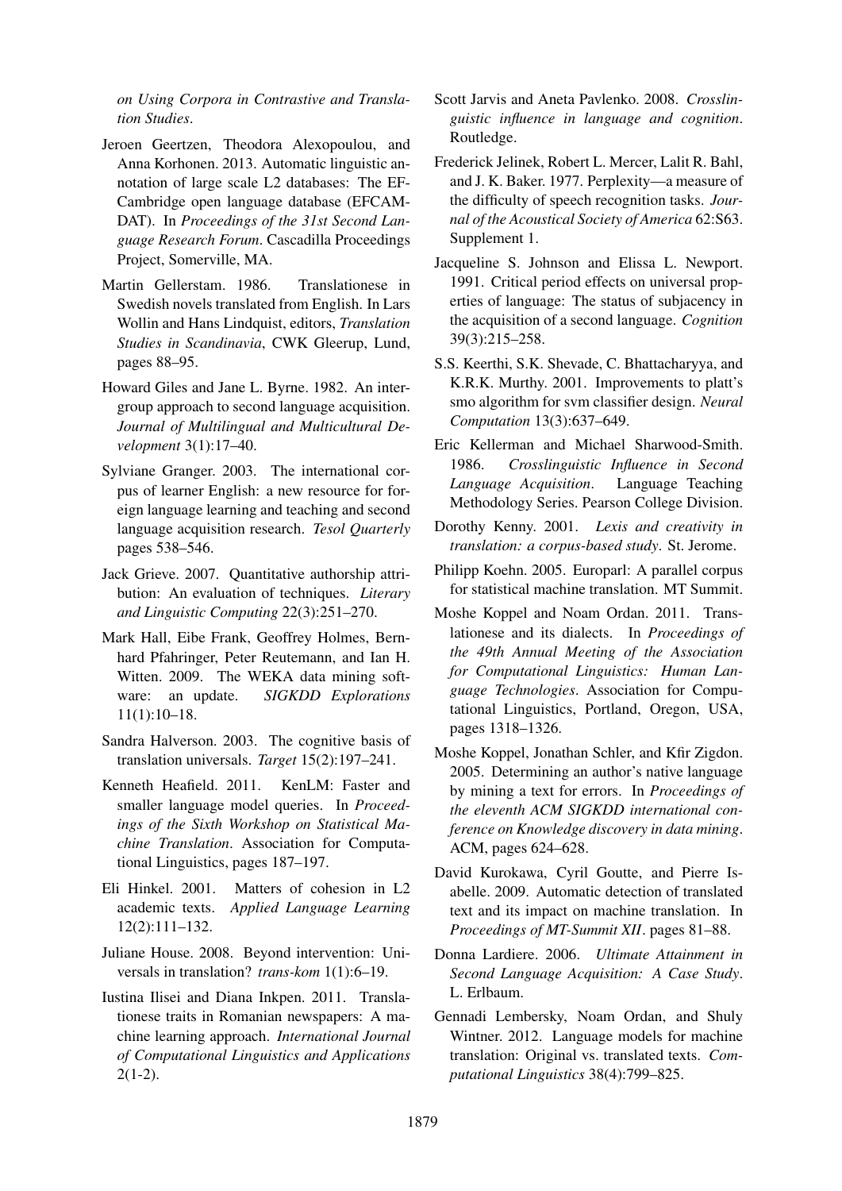*on Using Corpora in Contrastive and Translation Studies*.

Jeroen Geertzen, Theodora Alexopoulou, and Anna Korhonen. 2013. Automatic linguistic annotation of large scale L2 databases: The EF-Cambridge open language database (EFCAMDAT). In *Proceedings of the 31st Second Language Research Forum*. Cascadilla Proceedings Project, Somerville, MA.

Martin Gellerstam. 1986. Translationese in Swedish novels translated from English. In Lars Wollin and Hans Lindquist, editors, *Translation Studies in Scandinavia*, CWK Gleerup, Lund, pages 88–95.

Howard Giles and Jane L. Byrne. 1982. An intergroup approach to second language acquisition. *Journal of Multilingual and Multicultural Development* 3(1):17–40.

Sylviane Granger. 2003. The international corpus of learner English: a new resource for foreign language learning and teaching and second language acquisition research. *Tesol Quarterly* pages 538–546.

Jack Grieve. 2007. Quantitative authorship attribution: An evaluation of techniques. *Literary and Linguistic Computing* 22(3):251–270.

Mark Hall, Eibe Frank, Geoffrey Holmes, Bernhard Pfahringer, Peter Reutemann, and Ian H. Witten. 2009. The WEKA data mining software: an update. *SIGKDD Explorations* 11(1):10–18.

Sandra Halverson. 2003. The cognitive basis of translation universals. *Target* 15(2):197–241.

Kenneth Heafield. 2011. KenLM: Faster and smaller language model queries. In *Proceedings of the Sixth Workshop on Statistical Machine Translation*. Association for Computational Linguistics, pages 187–197.

Eli Hinkel. 2001. Matters of cohesion in L2 academic texts. *Applied Language Learning* 12(2):111–132.

Juliane House. 2008. Beyond intervention: Universals in translation? *trans-kom* 1(1):6–19.

Iustina Ilisei and Diana Inkpen. 2011. Translationese traits in Romanian newspapers: A machine learning approach. *International Journal of Computational Linguistics and Applications* 2(1-2).

Scott Jarvis and Aneta Pavlenko. 2008. *Crosslinguistic influence in language and cognition*. Routledge.

Frederick Jelinek, Robert L. Mercer, Lalit R. Bahl, and J. K. Baker. 1977. Perplexity—a measure of the difficulty of speech recognition tasks. *Journal of the Acoustical Society of America* 62:S63. Supplement 1.

Jacqueline S. Johnson and Elissa L. Newport. 1991. Critical period effects on universal properties of language: The status of subjacency in the acquisition of a second language. *Cognition* 39(3):215–258.

S.S. Keerthi, S.K. Shevade, C. Bhattacharyya, and K.R.K. Murthy. 2001. Improvements to platt's smo algorithm for svm classifier design. *Neural Computation* 13(3):637–649.

Eric Kellerman and Michael Sharwood-Smith. 1986. *Crosslinguistic Influence in Second Language Acquisition*. Language Teaching Methodology Series. Pearson College Division.

Dorothy Kenny. 2001. *Lexis and creativity in translation: a corpus-based study*. St. Jerome.

Philipp Koehn. 2005. Europarl: A parallel corpus for statistical machine translation. MT Summit.

Moshe Koppel and Noam Ordan. 2011. Translationese and its dialects. In *Proceedings of the 49th Annual Meeting of the Association for Computational Linguistics: Human Language Technologies*. Association for Computational Linguistics, Portland, Oregon, USA, pages 1318–1326.

Moshe Koppel, Jonathan Schler, and Kfir Zigdon. 2005. Determining an author's native language by mining a text for errors. In *Proceedings of the eleventh ACM SIGKDD international conference on Knowledge discovery in data mining*. ACM, pages 624–628.

David Kurokawa, Cyril Goutte, and Pierre Isabelle. 2009. Automatic detection of translated text and its impact on machine translation. In *Proceedings of MT-Summit XII*. pages 81–88.

Donna Lardiere. 2006. *Ultimate Attainment in Second Language Acquisition: A Case Study*. L. Erlbaum.

Gennadi Lembersky, Noam Ordan, and Shuly Wintner. 2012. Language models for machine translation: Original vs. translated texts. *Computational Linguistics* 38(4):799–825.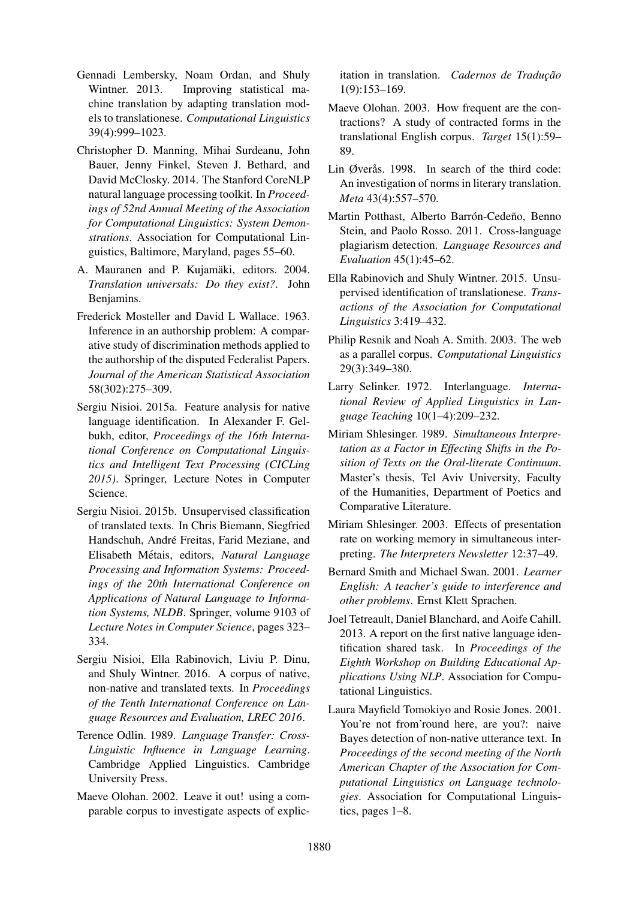Gennadi Lembersky, Noam Ordan, and Shuly Wintner. 2013. Improving statistical machine translation by adapting translation models to translationese. *Computational Linguistics* 39(4):999–1023.

Christopher D. Manning, Mihai Surdeanu, John Bauer, Jenny Finkel, Steven J. Bethard, and David McClosky. 2014. The Stanford CoreNLP natural language processing toolkit. In *Proceedings of 52nd Annual Meeting of the Association for Computational Linguistics: System Demonstrations*. Association for Computational Linguistics, Baltimore, Maryland, pages 55–60.

A. Mauranen and P. Kujamäki, editors. 2004. *Translation universals: Do they exist?*. John Benjamins.

Frederick Mosteller and David L Wallace. 1963. Inference in an authorship problem: A comparative study of discrimination methods applied to the authorship of the disputed Federalist Papers. *Journal of the American Statistical Association* 58(302):275–309.

Sergiu Nisioi. 2015a. Feature analysis for native language identification. In Alexander F. Gelbukh, editor, *Proceedings of the 16th International Conference on Computational Linguistics and Intelligent Text Processing (CICLing 2015)*. Springer, Lecture Notes in Computer Science.

Sergiu Nisioi. 2015b. Unsupervised classification of translated texts. In Chris Biemann, Siegfried Handschuh, André Freitas, Farid Meziane, and Elisabeth Métais, editors, *Natural Language Processing and Information Systems: Proceedings of the 20th International Conference on Applications of Natural Language to Information Systems, NLDB*. Springer, volume 9103 of *Lecture Notes in Computer Science*, pages 323–334.

Sergiu Nisioi, Ella Rabinovich, Liviu P. Dinu, and Shuly Wintner. 2016. A corpus of native, non-native and translated texts. In *Proceedings of the Tenth International Conference on Language Resources and Evaluation, LREC 2016*.

Terence Odlin. 1989. *Language Transfer: Cross-Linguistic Influence in Language Learning*. Cambridge Applied Linguistics. Cambridge University Press.

Maeve Olohan. 2002. Leave it out! using a comparable corpus to investigate aspects of explicitation in translation. *Cadernos de Tradução* 1(9):153–169.

Maeve Olohan. 2003. How frequent are the contractions? A study of contracted forms in the translational English corpus. *Target* 15(1):59–89.

Lin Øverås. 1998. In search of the third code: An investigation of norms in literary translation. *Meta* 43(4):557–570.

Martin Potthast, Alberto Barrón-Cedeño, Benno Stein, and Paolo Rosso. 2011. Cross-language plagiarism detection. *Language Resources and Evaluation* 45(1):45–62.

Ella Rabinovich and Shuly Wintner. 2015. Unsupervised identification of translationese. *Transactions of the Association for Computational Linguistics* 3:419–432.

Philip Resnik and Noah A. Smith. 2003. The web as a parallel corpus. *Computational Linguistics* 29(3):349–380.

Larry Selinker. 1972. Interlanguage. *International Review of Applied Linguistics in Language Teaching* 10(1–4):209–232.

Miriam Shlesinger. 1989. *Simultaneous Interpretation as a Factor in Effecting Shifts in the Position of Texts on the Oral-literate Continuum*. Master's thesis, Tel Aviv University, Faculty of the Humanities, Department of Poetics and Comparative Literature.

Miriam Shlesinger. 2003. Effects of presentation rate on working memory in simultaneous interpreting. *The Interpreters Newsletter* 12:37–49.

Bernard Smith and Michael Swan. 2001. *Learner English: A teacher's guide to interference and other problems*. Ernst Klett Sprachen.

Joel Tetreault, Daniel Blanchard, and Aoife Cahill. 2013. A report on the first native language identification shared task. In *Proceedings of the Eighth Workshop on Building Educational Applications Using NLP*. Association for Computational Linguistics.

Laura Mayfield Tomokiyo and Rosie Jones. 2001. You're not from'round here, are you?: naive Bayes detection of non-native utterance text. In *Proceedings of the second meeting of the North American Chapter of the Association for Computational Linguistics on Language technologies*. Association for Computational Linguistics, pages 1–8.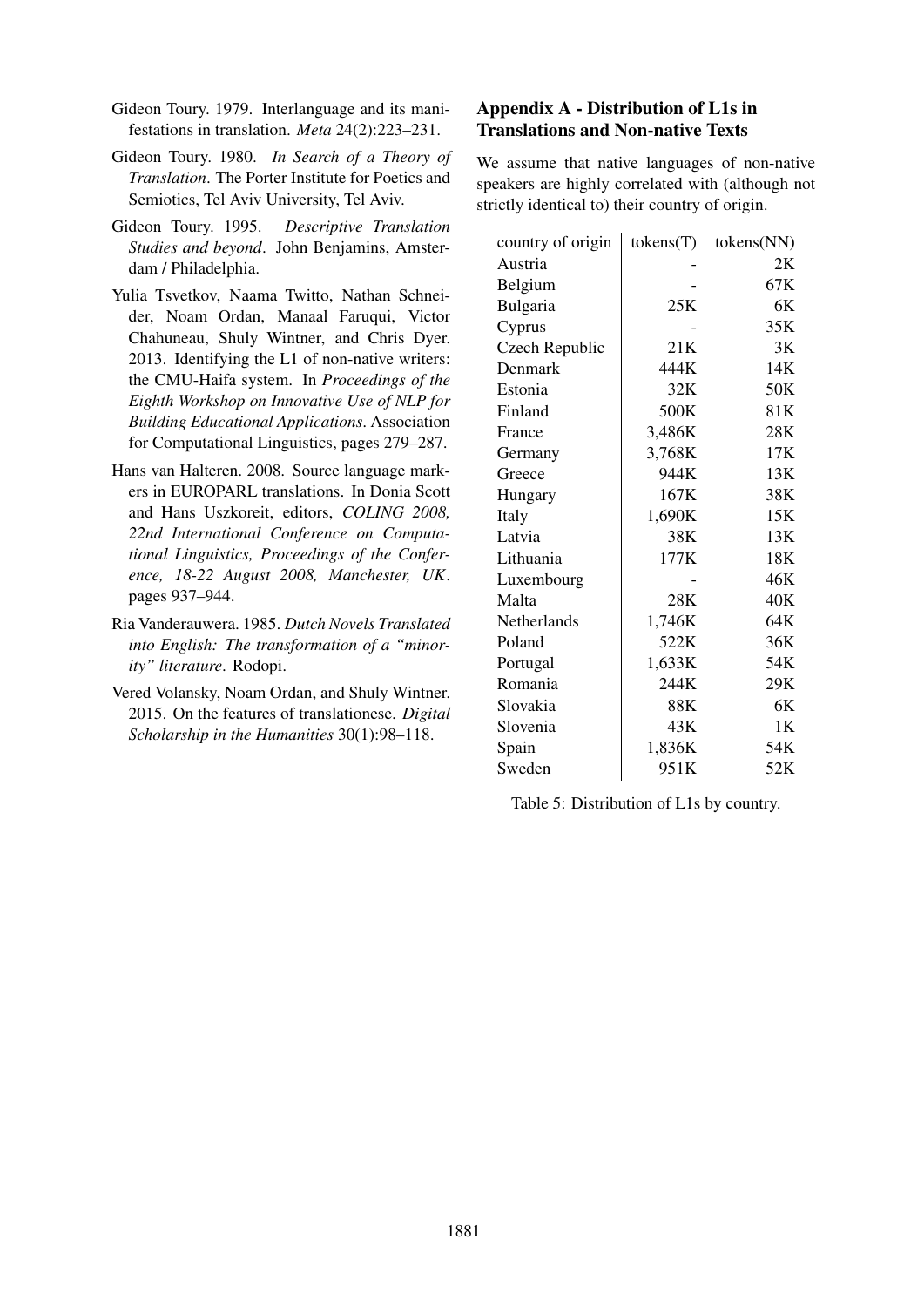Gideon Toury. 1979. Interlanguage and its manifestations in translation. *Meta* 24(2):223–231.

Gideon Toury. 1980. *In Search of a Theory of Translation*. The Porter Institute for Poetics and Semiotics, Tel Aviv University, Tel Aviv.

Gideon Toury. 1995. *Descriptive Translation Studies and beyond*. John Benjamins, Amsterdam / Philadelphia.

Yulia Tsvetkov, Naama Twitto, Nathan Schneider, Noam Ordan, Manaal Faruqui, Victor Chahuneau, Shuly Wintner, and Chris Dyer. 2013. Identifying the L1 of non-native writers: the CMU-Haifa system. In *Proceedings of the Eighth Workshop on Innovative Use of NLP for Building Educational Applications*. Association for Computational Linguistics, pages 279–287.

Hans van Halteren. 2008. Source language markers in EUROPARL translations. In Donia Scott and Hans Uszkoreit, editors, *COLING 2008, 22nd International Conference on Computational Linguistics, Proceedings of the Conference, 18-22 August 2008, Manchester, UK*. pages 937–944.

Ria Vanderauwera. 1985. *Dutch Novels Translated into English: The transformation of a "minority" literature*. Rodopi.

Vered Volansky, Noam Ordan, and Shuly Wintner. 2015. On the features of translationese. *Digital Scholarship in the Humanities* 30(1):98–118.

## Appendix A - Distribution of L1s in Translations and Non-native Texts

We assume that native languages of non-native speakers are highly correlated with (although not strictly identical to) their country of origin.

| country of origin | tokens(T) | tokens(NN) |
|---|---|---|
| Austria | - | 2K |
| Belgium | - | 67K |
| Bulgaria | 25K | 6K |
| Cyprus | - | 35K |
| Czech Republic | 21K | 3K |
| Denmark | 444K | 14K |
| Estonia | 32K | 50K |
| Finland | 500K | 81K |
| France | 3,486K | 28K |
| Germany | 3,768K | 17K |
| Greece | 944K | 13K |
| Hungary | 167K | 38K |
| Italy | 1,690K | 15K |
| Latvia | 38K | 13K |
| Lithuania | 177K | 18K |
| Luxembourg | - | 46K |
| Malta | 28K | 40K |
| Netherlands | 1,746K | 64K |
| Poland | 522K | 36K |
| Portugal | 1,633K | 54K |
| Romania | 244K | 29K |
| Slovakia | 88K | 6K |
| Slovenia | 43K | 1K |
| Spain | 1,836K | 54K |
| Sweden | 951K | 52K |

Table 5: Distribution of L1s by country.